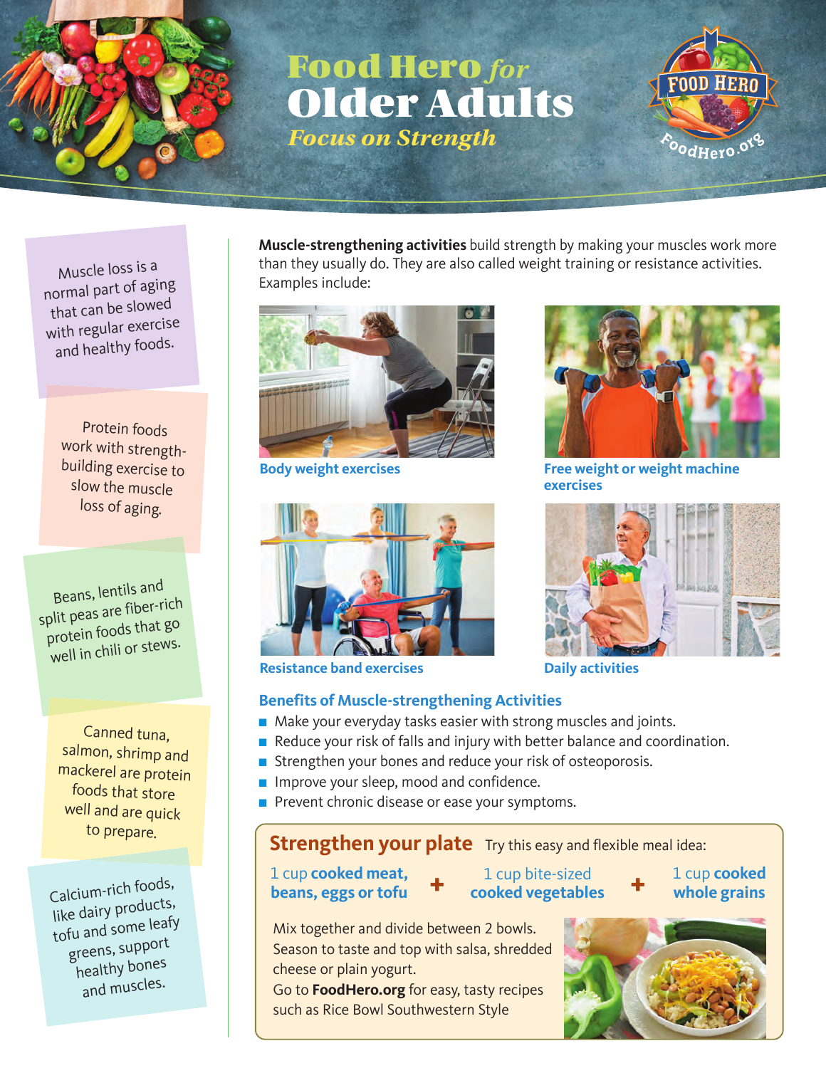# Food Hero *for* Older Adults

## *Focus on Strength*

FoodHero.org

Muscle loss is a normal part of aging that can be slowed with regular exercise and healthy foods.

Protein foods work with strength-building exercise to slow the muscle loss of aging.

Beans, lentils and split peas are fiber-rich protein foods that go well in chili or stews.

Canned tuna, salmon, shrimp and mackerel are protein foods that store well and are quick to prepare.

Calcium-rich foods, like dairy products, tofu and some leafy greens, support healthy bones and muscles.

**Muscle-strengthening activities** build strength by making your muscles work more than they usually do. They are also called weight training or resistance activities. Examples include:

**Body weight exercises**

**Free weight or weight machine exercises**

**Resistance band exercises**

**Daily activities**

### Benefits of Muscle-strengthening Activities

- Make your everyday tasks easier with strong muscles and joints.
- Reduce your risk of falls and injury with better balance and coordination.
- Strengthen your bones and reduce your risk of osteoporosis.
- Improve your sleep, mood and confidence.
- Prevent chronic disease or ease your symptoms.

### Strengthen your plate

Try this easy and flexible meal idea:

1 cup **cooked meat, beans, eggs or tofu** + 1 cup bite-sized **cooked vegetables** + 1 cup **cooked whole grains**

Mix together and divide between 2 bowls. Season to taste and top with salsa, shredded cheese or plain yogurt.

Go to **FoodHero.org** for easy, tasty recipes such as Rice Bowl Southwestern Style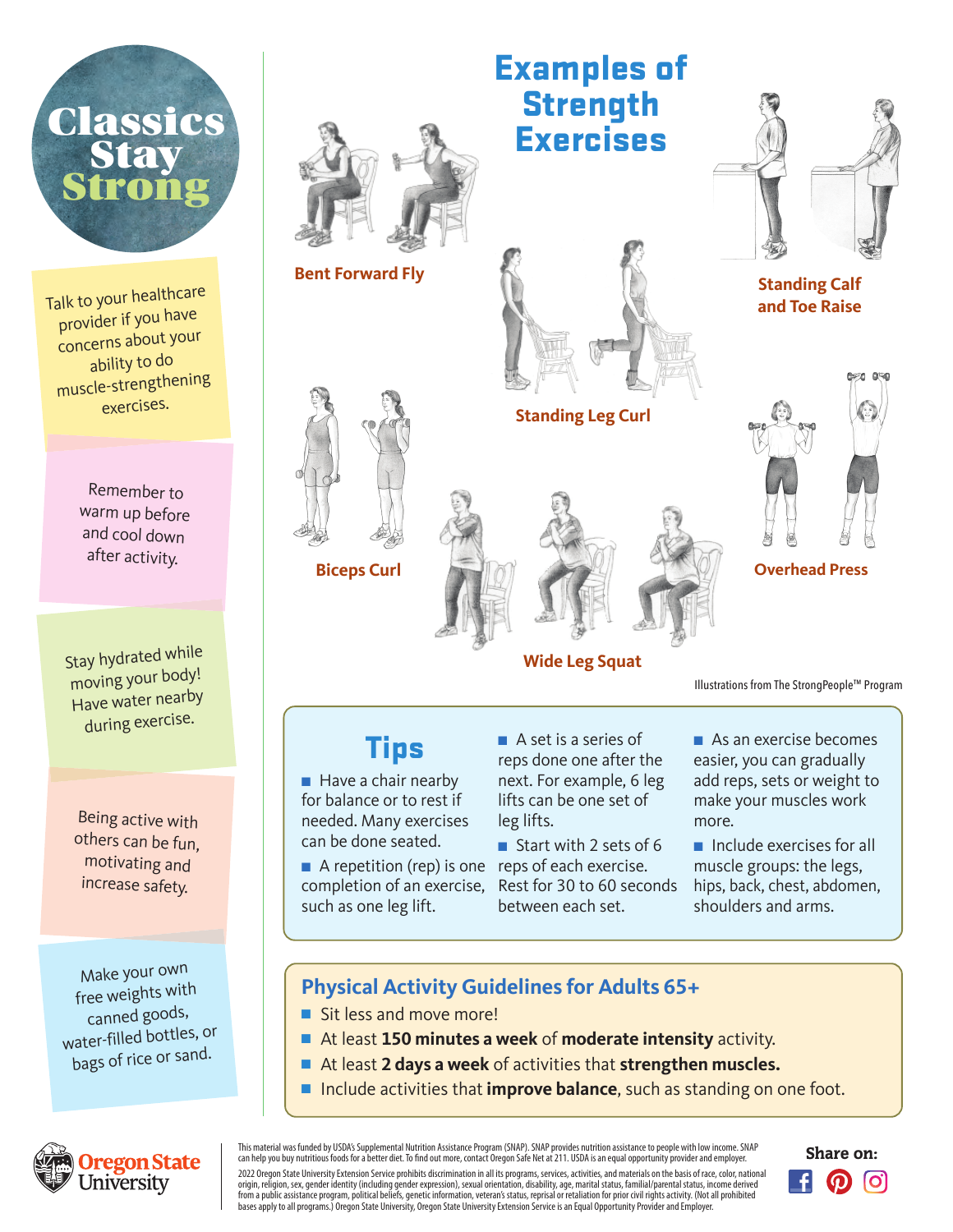# Classics Stay Strong

Talk to your healthcare provider if you have concerns about your ability to do muscle-strengthening exercises.

Remember to warm up before and cool down after activity.

Stay hydrated while moving your body! Have water nearby during exercise.

Being active with others can be fun, motivating and increase safety.

Make your own free weights with canned goods, water-filled bottles, or bags of rice or sand.

## Examples of Strength Exercises

Bent Forward Fly

Standing Leg Curl

Standing Calf and Toe Raise

Biceps Curl

Wide Leg Squat

Overhead Press

Illustrations from The StrongPeople™ Program

## Tips

- Have a chair nearby for balance or to rest if needed. Many exercises can be done seated.
- A repetition (rep) is one completion of an exercise, such as one leg lift.
- A set is a series of reps done one after the next. For example, 6 leg lifts can be one set of leg lifts.
- Start with 2 sets of 6 reps of each exercise. Rest for 30 to 60 seconds between each set.
- As an exercise becomes easier, you can gradually add reps, sets or weight to make your muscles work more.
- Include exercises for all muscle groups: the legs, hips, back, chest, abdomen, shoulders and arms.

## Physical Activity Guidelines for Adults 65+

- Sit less and move more!
- At least **150 minutes a week** of **moderate intensity** activity.
- At least **2 days a week** of activities that **strengthen muscles.**
- Include activities that **improve balance**, such as standing on one foot.

Oregon State University

This material was funded by USDA's Supplemental Nutrition Assistance Program (SNAP). SNAP provides nutrition assistance to people with low income. SNAP can help you buy nutritious foods for a better diet. To find out more, contact Oregon Safe Net at 211. USDA is an equal opportunity provider and employer.

2022 Oregon State University Extension Service prohibits discrimination in all its programs, services, activities, and materials on the basis of race, color, national origin, religion, sex, gender identity (including gender expression), sexual orientation, disability, age, marital status, familial/parental status, income derived from a public assistance program, political beliefs, genetic information, veteran's status, reprisal or retaliation for prior civil rights activity. (Not all prohibited bases apply to all programs.) Oregon State University, Oregon State University Extension Service is an Equal Opportunity Provider and Employer.

Share on: